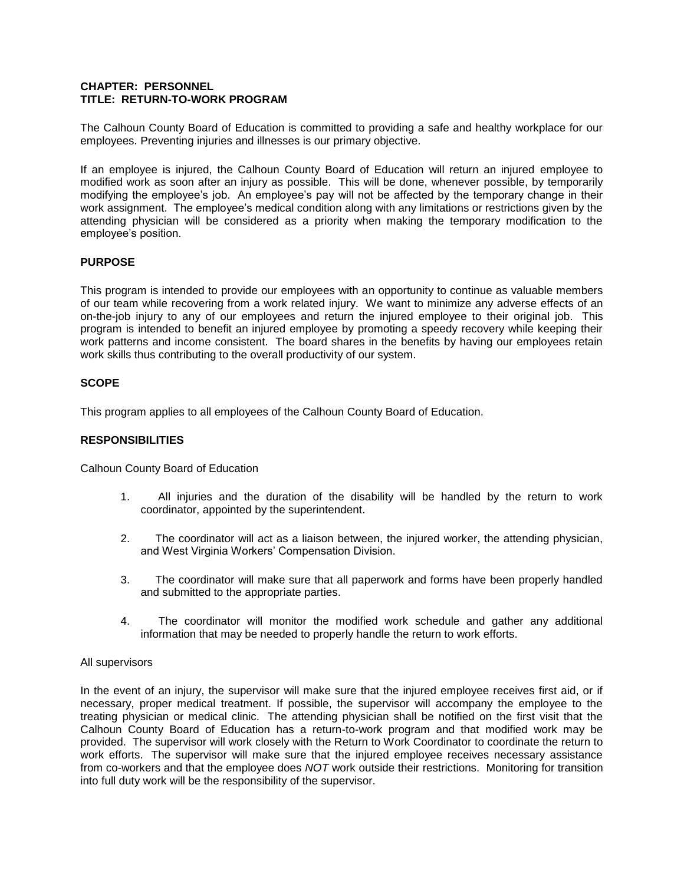**CHAPTER: PERSONNEL**
**TITLE: RETURN-TO-WORK PROGRAM**

The Calhoun County Board of Education is committed to providing a safe and healthy workplace for our employees. Preventing injuries and illnesses is our primary objective.

If an employee is injured, the Calhoun County Board of Education will return an injured employee to modified work as soon after an injury as possible. This will be done, whenever possible, by temporarily modifying the employee's job. An employee's pay will not be affected by the temporary change in their work assignment. The employee's medical condition along with any limitations or restrictions given by the attending physician will be considered as a priority when making the temporary modification to the employee's position.

## PURPOSE

This program is intended to provide our employees with an opportunity to continue as valuable members of our team while recovering from a work related injury. We want to minimize any adverse effects of an on-the-job injury to any of our employees and return the injured employee to their original job. This program is intended to benefit an injured employee by promoting a speedy recovery while keeping their work patterns and income consistent. The board shares in the benefits by having our employees retain work skills thus contributing to the overall productivity of our system.

## SCOPE

This program applies to all employees of the Calhoun County Board of Education.

## RESPONSIBILITIES

Calhoun County Board of Education

1. All injuries and the duration of the disability will be handled by the return to work coordinator, appointed by the superintendent.
2. The coordinator will act as a liaison between, the injured worker, the attending physician, and West Virginia Workers' Compensation Division.
3. The coordinator will make sure that all paperwork and forms have been properly handled and submitted to the appropriate parties.
4. The coordinator will monitor the modified work schedule and gather any additional information that may be needed to properly handle the return to work efforts.

All supervisors

In the event of an injury, the supervisor will make sure that the injured employee receives first aid, or if necessary, proper medical treatment. If possible, the supervisor will accompany the employee to the treating physician or medical clinic. The attending physician shall be notified on the first visit that the Calhoun County Board of Education has a return-to-work program and that modified work may be provided. The supervisor will work closely with the Return to Work Coordinator to coordinate the return to work efforts. The supervisor will make sure that the injured employee receives necessary assistance from co-workers and that the employee does *NOT* work outside their restrictions. Monitoring for transition into full duty work will be the responsibility of the supervisor.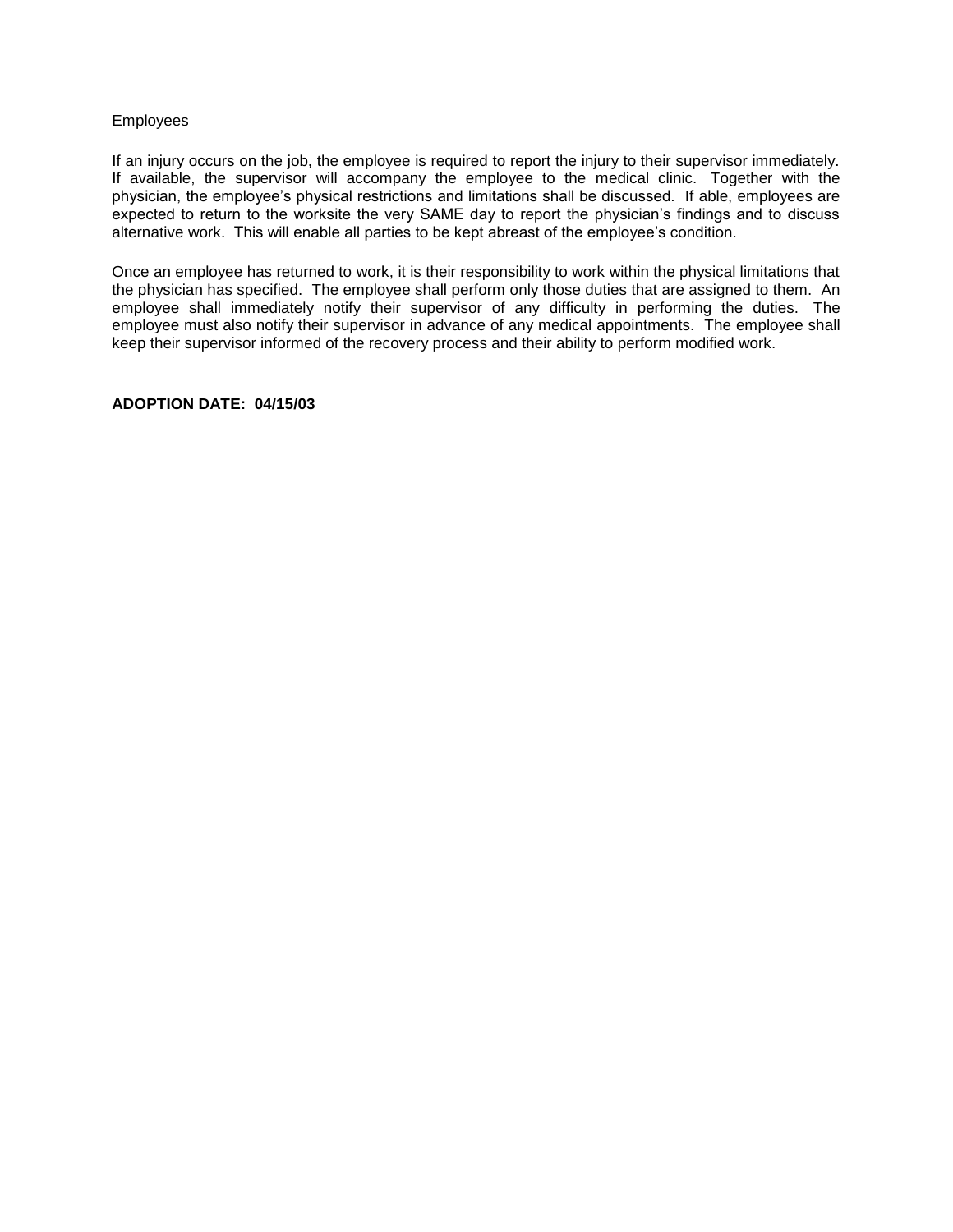Employees

If an injury occurs on the job, the employee is required to report the injury to their supervisor immediately. If available, the supervisor will accompany the employee to the medical clinic. Together with the physician, the employee's physical restrictions and limitations shall be discussed. If able, employees are expected to return to the worksite the very SAME day to report the physician's findings and to discuss alternative work. This will enable all parties to be kept abreast of the employee's condition.

Once an employee has returned to work, it is their responsibility to work within the physical limitations that the physician has specified. The employee shall perform only those duties that are assigned to them. An employee shall immediately notify their supervisor of any difficulty in performing the duties. The employee must also notify their supervisor in advance of any medical appointments. The employee shall keep their supervisor informed of the recovery process and their ability to perform modified work.

**ADOPTION DATE: 04/15/03**